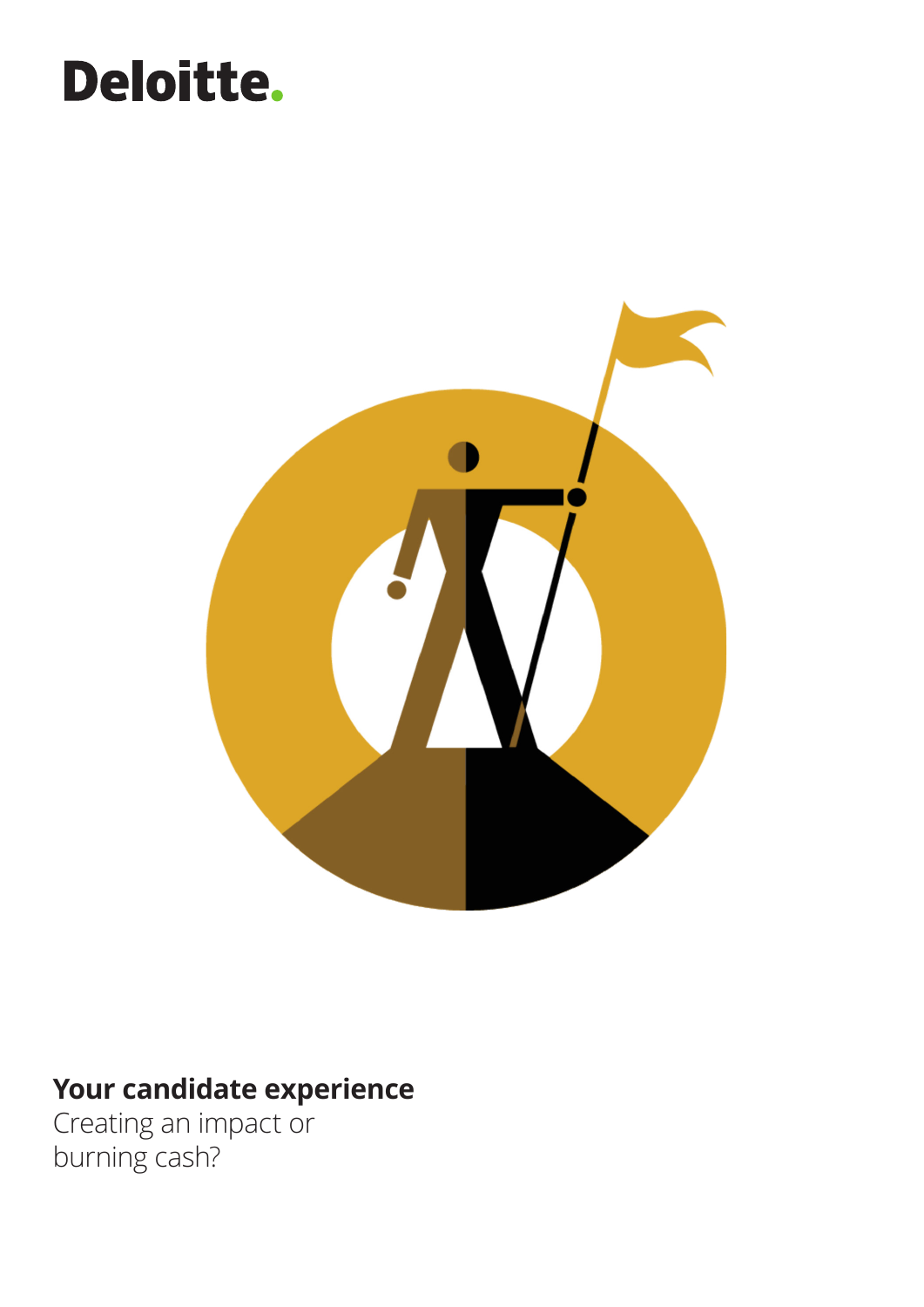Deloitte.

# Your candidate experience

Creating an impact or
burning cash?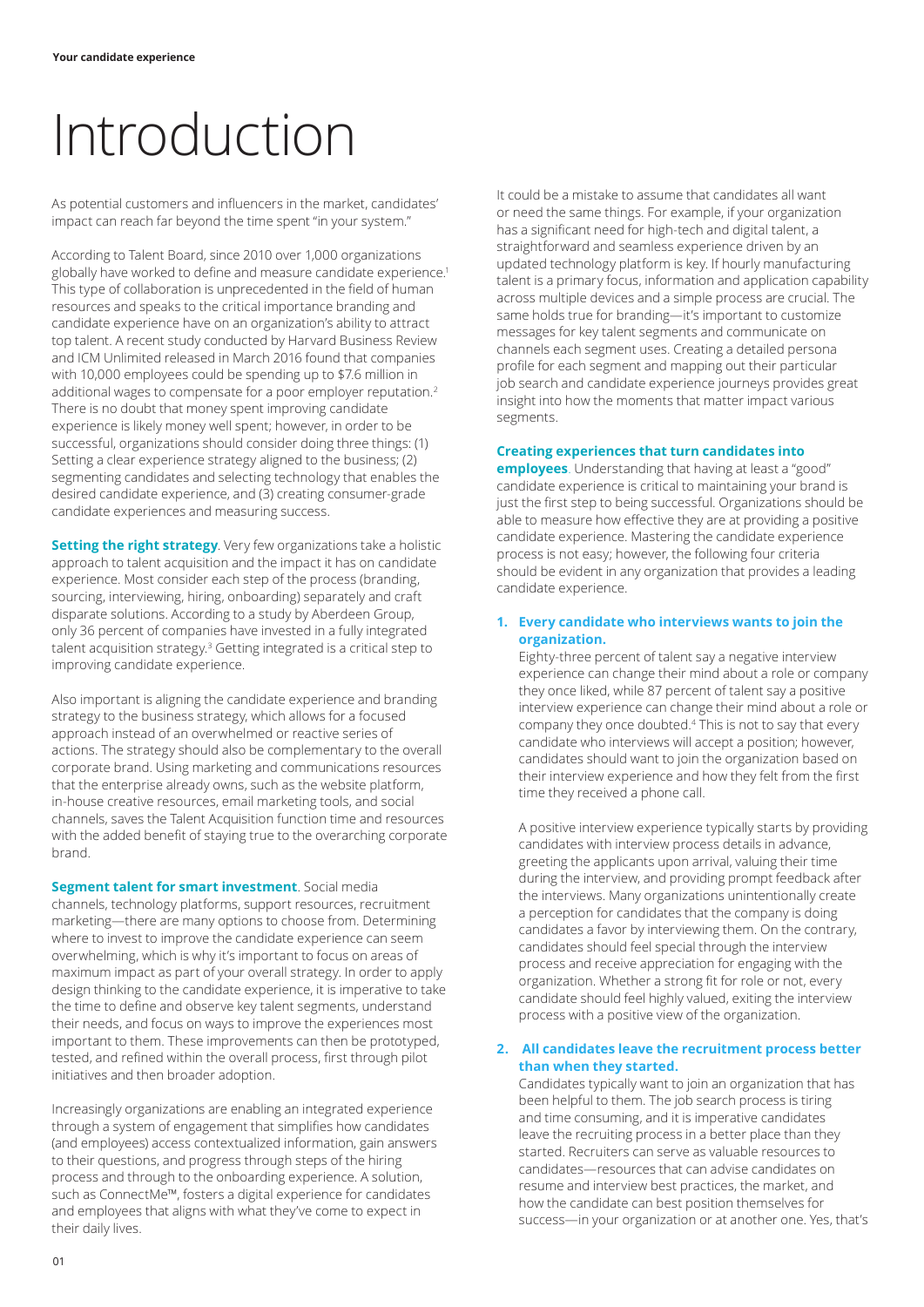# Introduction

As potential customers and influencers in the market, candidates' impact can reach far beyond the time spent "in your system."

According to Talent Board, since 2010 over 1,000 organizations globally have worked to define and measure candidate experience.[1] This type of collaboration is unprecedented in the field of human resources and speaks to the critical importance branding and candidate experience have on an organization's ability to attract top talent. A recent study conducted by Harvard Business Review and ICM Unlimited released in March 2016 found that companies with 10,000 employees could be spending up to $7.6 million in additional wages to compensate for a poor employer reputation.[2] There is no doubt that money spent improving candidate experience is likely money well spent; however, in order to be successful, organizations should consider doing three things: (1) Setting a clear experience strategy aligned to the business; (2) segmenting candidates and selecting technology that enables the desired candidate experience, and (3) creating consumer-grade candidate experiences and measuring success.

**Setting the right strategy**. Very few organizations take a holistic approach to talent acquisition and the impact it has on candidate experience. Most consider each step of the process (branding, sourcing, interviewing, hiring, onboarding) separately and craft disparate solutions. According to a study by Aberdeen Group, only 36 percent of companies have invested in a fully integrated talent acquisition strategy.[3] Getting integrated is a critical step to improving candidate experience.

Also important is aligning the candidate experience and branding strategy to the business strategy, which allows for a focused approach instead of an overwhelmed or reactive series of actions. The strategy should also be complementary to the overall corporate brand. Using marketing and communications resources that the enterprise already owns, such as the website platform, in-house creative resources, email marketing tools, and social channels, saves the Talent Acquisition function time and resources with the added benefit of staying true to the overarching corporate brand.

**Segment talent for smart investment**. Social media channels, technology platforms, support resources, recruitment marketing—there are many options to choose from. Determining where to invest to improve the candidate experience can seem overwhelming, which is why it's important to focus on areas of maximum impact as part of your overall strategy. In order to apply design thinking to the candidate experience, it is imperative to take the time to define and observe key talent segments, understand their needs, and focus on ways to improve the experiences most important to them. These improvements can then be prototyped, tested, and refined within the overall process, first through pilot initiatives and then broader adoption.

Increasingly organizations are enabling an integrated experience through a system of engagement that simplifies how candidates (and employees) access contextualized information, gain answers to their questions, and progress through steps of the hiring process and through to the onboarding experience. A solution, such as ConnectMe™, fosters a digital experience for candidates and employees that aligns with what they've come to expect in their daily lives.

It could be a mistake to assume that candidates all want or need the same things. For example, if your organization has a significant need for high-tech and digital talent, a straightforward and seamless experience driven by an updated technology platform is key. If hourly manufacturing talent is a primary focus, information and application capability across multiple devices and a simple process are crucial. The same holds true for branding—it's important to customize messages for key talent segments and communicate on channels each segment uses. Creating a detailed persona profile for each segment and mapping out their particular job search and candidate experience journeys provides great insight into how the moments that matter impact various segments.

**Creating experiences that turn candidates into employees**. Understanding that having at least a "good" candidate experience is critical to maintaining your brand is just the first step to being successful. Organizations should be able to measure how effective they are at providing a positive candidate experience. Mastering the candidate experience process is not easy; however, the following four criteria should be evident in any organization that provides a leading candidate experience.

1. **Every candidate who interviews wants to join the organization.**
   Eighty-three percent of talent say a negative interview experience can change their mind about a role or company they once liked, while 87 percent of talent say a positive interview experience can change their mind about a role or company they once doubted.[4] This is not to say that every candidate who interviews will accept a position; however, candidates should want to join the organization based on their interview experience and how they felt from the first time they received a phone call.

   A positive interview experience typically starts by providing candidates with interview process details in advance, greeting the applicants upon arrival, valuing their time during the interview, and providing prompt feedback after the interviews. Many organizations unintentionally create a perception for candidates that the company is doing candidates a favor by interviewing them. On the contrary, candidates should feel special through the interview process and receive appreciation for engaging with the organization. Whether a strong fit for role or not, every candidate should feel highly valued, exiting the interview process with a positive view of the organization.

2. **All candidates leave the recruitment process better than when they started.**
   Candidates typically want to join an organization that has been helpful to them. The job search process is tiring and time consuming, and it is imperative candidates leave the recruiting process in a better place than they started. Recruiters can serve as valuable resources to candidates—resources that can advise candidates on resume and interview best practices, the market, and how the candidate can best position themselves for success—in your organization or at another one. Yes, that's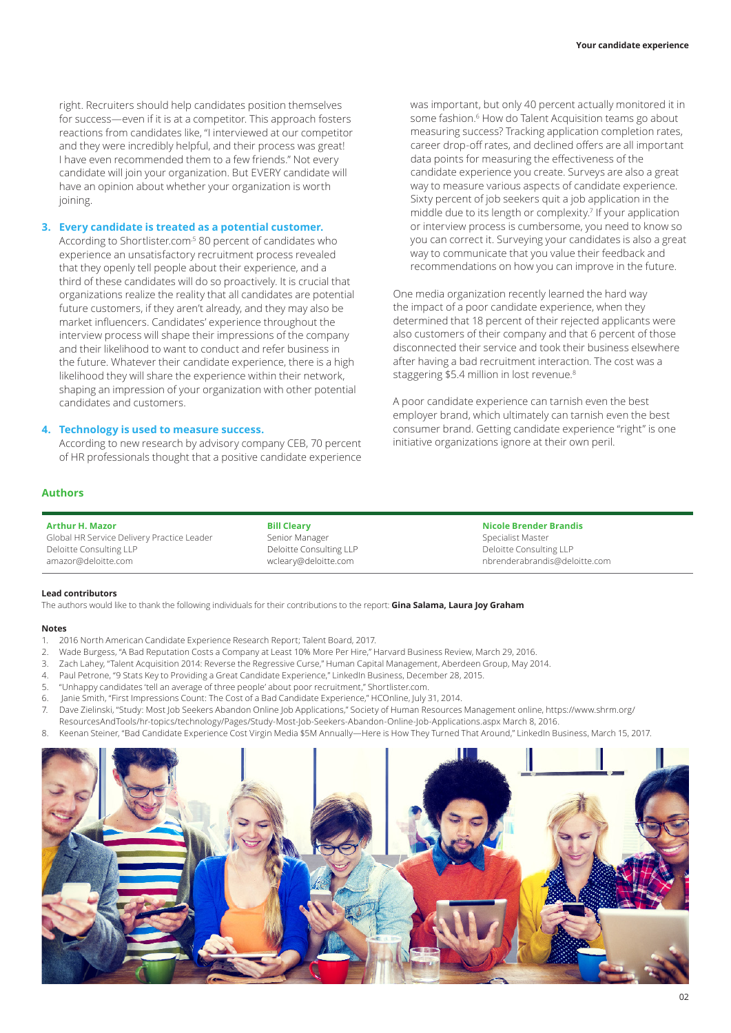right. Recruiters should help candidates position themselves for success—even if it is at a competitor. This approach fosters reactions from candidates like, "I interviewed at our competitor and they were incredibly helpful, and their process was great! I have even recommended them to a few friends." Not every candidate will join your organization. But EVERY candidate will have an opinion about whether your organization is worth joining.

3. **Every candidate is treated as a potential customer.**
According to Shortlister.com[5] 80 percent of candidates who experience an unsatisfactory recruitment process revealed that they openly tell people about their experience, and a third of these candidates will do so proactively. It is crucial that organizations realize the reality that all candidates are potential future customers, if they aren't already, and they may also be market influencers. Candidates' experience throughout the interview process will shape their impressions of the company and their likelihood to want to conduct and refer business in the future. Whatever their candidate experience, there is a high likelihood they will share the experience within their network, shaping an impression of your organization with other potential candidates and customers.

4. **Technology is used to measure success.**
According to new research by advisory company CEB, 70 percent of HR professionals thought that a positive candidate experience was important, but only 40 percent actually monitored it in some fashion.[6] How do Talent Acquisition teams go about measuring success? Tracking application completion rates, career drop-off rates, and declined offers are all important data points for measuring the effectiveness of the candidate experience you create. Surveys are also a great way to measure various aspects of candidate experience. Sixty percent of job seekers quit a job application in the middle due to its length or complexity.[7] If your application or interview process is cumbersome, you need to know so you can correct it. Surveying your candidates is also a great way to communicate that you value their feedback and recommendations on how you can improve in the future.

One media organization recently learned the hard way the impact of a poor candidate experience, when they determined that 18 percent of their rejected applicants were also customers of their company and that 6 percent of those disconnected their service and took their business elsewhere after having a bad recruitment interaction. The cost was a staggering $5.4 million in lost revenue.[8]

A poor candidate experience can tarnish even the best employer brand, which ultimately can tarnish even the best consumer brand. Getting candidate experience "right" is one initiative organizations ignore at their own peril.

## Authors

**Arthur H. Mazor**
Global HR Service Delivery Practice Leader
Deloitte Consulting LLP
amazor@deloitte.com

**Bill Cleary**
Senior Manager
Deloitte Consulting LLP
wcleary@deloitte.com

**Nicole Brender Brandis**
Specialist Master
Deloitte Consulting LLP
nbrenderabrandis@deloitte.com

**Lead contributors**

The authors would like to thank the following individuals for their contributions to the report: **Gina Salama, Laura Joy Graham**

**Notes**

1. 2016 North American Candidate Experience Research Report; Talent Board, 2017.
2. Wade Burgess, "A Bad Reputation Costs a Company at Least 10% More Per Hire," Harvard Business Review, March 29, 2016.
3. Zach Lahey, "Talent Acquisition 2014: Reverse the Regressive Curse," Human Capital Management, Aberdeen Group, May 2014.
4. Paul Petrone, "9 Stats Key to Providing a Great Candidate Experience," LinkedIn Business, December 28, 2015.
5. "Unhappy candidates 'tell an average of three people' about poor recruitment," Shortlister.com.
6. Janie Smith, "First Impressions Count: The Cost of a Bad Candidate Experience," HCOnline, July 31, 2014.
7. Dave Zielinski, "Study: Most Job Seekers Abandon Online Job Applications," Society of Human Resources Management online, https://www.shrm.org/ResourcesAndTools/hr-topics/technology/Pages/Study-Most-Job-Seekers-Abandon-Online-Job-Applications.aspx March 8, 2016.
8. Keenan Steiner, "Bad Candidate Experience Cost Virgin Media $5M Annually—Here is How They Turned That Around," LinkedIn Business, March 15, 2017.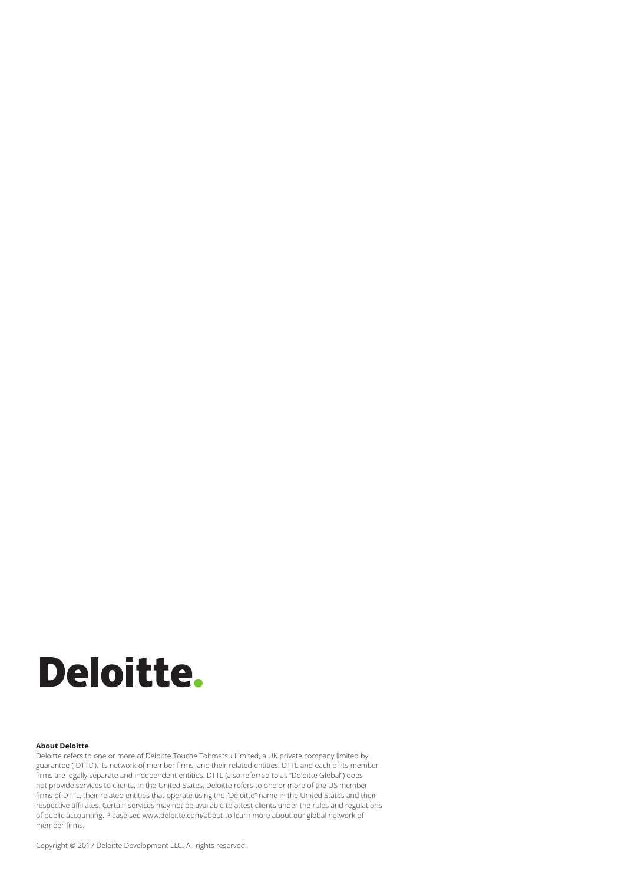Deloitte.

**About Deloitte**

Deloitte refers to one or more of Deloitte Touche Tohmatsu Limited, a UK private company limited by guarantee ("DTTL"), its network of member firms, and their related entities. DTTL and each of its member firms are legally separate and independent entities. DTTL (also referred to as "Deloitte Global") does not provide services to clients. In the United States, Deloitte refers to one or more of the US member firms of DTTL, their related entities that operate using the "Deloitte" name in the United States and their respective affiliates. Certain services may not be available to attest clients under the rules and regulations of public accounting. Please see www.deloitte.com/about to learn more about our global network of member firms.

Copyright © 2017 Deloitte Development LLC. All rights reserved.